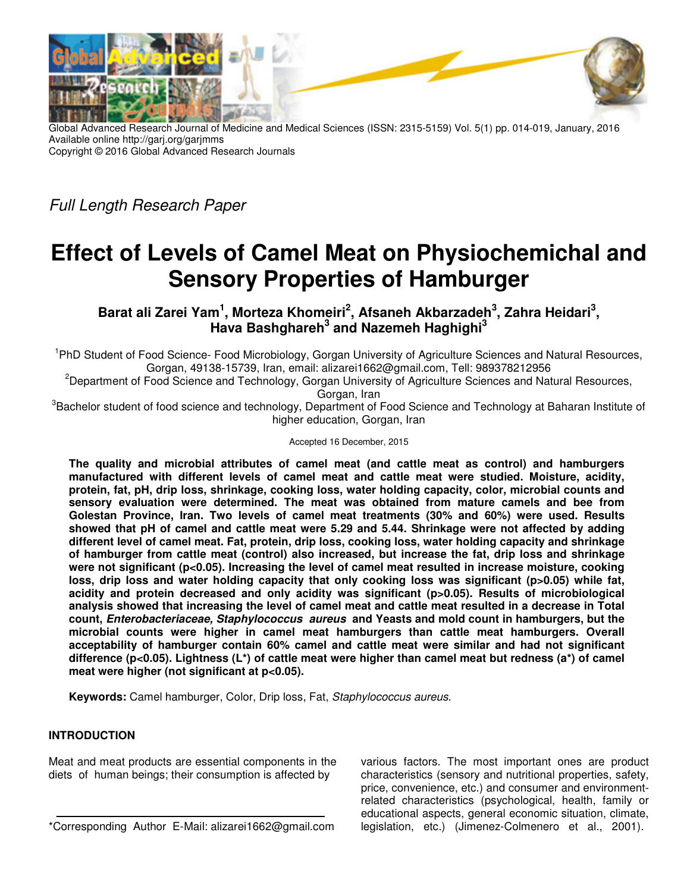Global Advanced Research Journal of Medicine and Medical Sciences (ISSN: 2315-5159) Vol. 5(1) pp. 014-019, January, 2016
Available online http://garj.org/garjmms
Copyright © 2016 Global Advanced Research Journals

*Full Length Research Paper*

# Effect of Levels of Camel Meat on Physiochemichal and Sensory Properties of Hamburger

**Barat ali Zarei Yam[1], Morteza Khomeiri[2], Afsaneh Akbarzadeh[3], Zahra Heidari[3], Hava Bashghareh[3] and Nazemeh Haghighi[3]**

[1]PhD Student of Food Science- Food Microbiology, Gorgan University of Agriculture Sciences and Natural Resources, Gorgan, 49138-15739, Iran, email: alizarei1662@gmail.com, Tell: 989378212956

[2]Department of Food Science and Technology, Gorgan University of Agriculture Sciences and Natural Resources, Gorgan, Iran

[3]Bachelor student of food science and technology, Department of Food Science and Technology at Baharan Institute of higher education, Gorgan, Iran

Accepted 16 December, 2015

**The quality and microbial attributes of camel meat (and cattle meat as control) and hamburgers manufactured with different levels of camel meat and cattle meat were studied. Moisture, acidity, protein, fat, pH, drip loss, shrinkage, cooking loss, water holding capacity, color, microbial counts and sensory evaluation were determined. The meat was obtained from mature camels and bee from Golestan Province, Iran. Two levels of camel meat treatments (30% and 60%) were used. Results showed that pH of camel and cattle meat were 5.29 and 5.44. Shrinkage were not affected by adding different level of camel meat. Fat, protein, drip loss, cooking loss, water holding capacity and shrinkage of hamburger from cattle meat (control) also increased, but increase the fat, drip loss and shrinkage were not significant ($p<0.05$). Increasing the level of camel meat resulted in increase moisture, cooking loss, drip loss and water holding capacity that only cooking loss was significant ($p>0.05$) while fat, acidity and protein decreased and only acidity was significant ($p>0.05$). Results of microbiological analysis showed that increasing the level of camel meat and cattle meat resulted in a decrease in Total count, *Enterobacteriaceae, Staphylococcus aureus* and Yeasts and mold count in hamburgers, but the microbial counts were higher in camel meat hamburgers than cattle meat hamburgers. Overall acceptability of hamburger contain 60% camel and cattle meat were similar and had not significant difference ($p<0.05$). Lightness (L*) of cattle meat were higher than camel meat but redness (a*) of camel meat were higher (not significant at $p<0.05$).**

**Keywords:** Camel hamburger, Color, Drip loss, Fat, *Staphylococcus aureus*.

## INTRODUCTION

Meat and meat products are essential components in the diets of human beings; their consumption is affected by various factors. The most important ones are product characteristics (sensory and nutritional properties, safety, price, convenience, etc.) and consumer and environment-related characteristics (psychological, health, family or educational aspects, general economic situation, climate, legislation, etc.) (Jimenez-Colmenero et al., 2001).

*Corresponding Author E-Mail: alizarei1662@gmail.com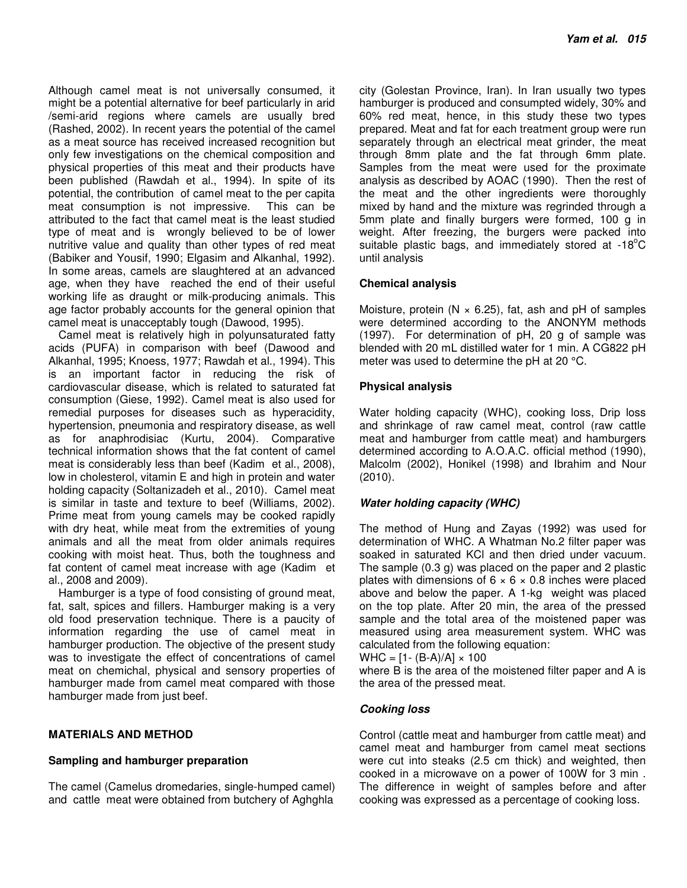Although camel meat is not universally consumed, it might be a potential alternative for beef particularly in arid /semi-arid regions where camels are usually bred (Rashed, 2002). In recent years the potential of the camel as a meat source has received increased recognition but only few investigations on the chemical composition and physical properties of this meat and their products have been published (Rawdah et al., 1994). In spite of its potential, the contribution of camel meat to the per capita meat consumption is not impressive. This can be attributed to the fact that camel meat is the least studied type of meat and is wrongly believed to be of lower nutritive value and quality than other types of red meat (Babiker and Yousif, 1990; Elgasim and Alkanhal, 1992). In some areas, camels are slaughtered at an advanced age, when they have reached the end of their useful working life as draught or milk-producing animals. This age factor probably accounts for the general opinion that camel meat is unacceptably tough (Dawood, 1995).

Camel meat is relatively high in polyunsaturated fatty acids (PUFA) in comparison with beef (Dawood and Alkanhal, 1995; Knoess, 1977; Rawdah et al., 1994). This is an important factor in reducing the risk of cardiovascular disease, which is related to saturated fat consumption (Giese, 1992). Camel meat is also used for remedial purposes for diseases such as hyperacidity, hypertension, pneumonia and respiratory disease, as well as for anaphrodisiac (Kurtu, 2004). Comparative technical information shows that the fat content of camel meat is considerably less than beef (Kadim et al., 2008), low in cholesterol, vitamin E and high in protein and water holding capacity (Soltanizadeh et al., 2010). Camel meat is similar in taste and texture to beef (Williams, 2002). Prime meat from young camels may be cooked rapidly with dry heat, while meat from the extremities of young animals and all the meat from older animals requires cooking with moist heat. Thus, both the toughness and fat content of camel meat increase with age (Kadim et al., 2008 and 2009).

Hamburger is a type of food consisting of ground meat, fat, salt, spices and fillers. Hamburger making is a very old food preservation technique. There is a paucity of information regarding the use of camel meat in hamburger production. The objective of the present study was to investigate the effect of concentrations of camel meat on chemichal, physical and sensory properties of hamburger made from camel meat compared with those hamburger made from just beef.

## MATERIALS AND METHOD

### Sampling and hamburger preparation

The camel (Camelus dromedaries, single-humped camel) and cattle meat were obtained from butchery of Aghghla city (Golestan Province, Iran). In Iran usually two types hamburger is produced and consumpted widely, 30% and 60% red meat, hence, in this study these two types prepared. Meat and fat for each treatment group were run separately through an electrical meat grinder, the meat through 8mm plate and the fat through 6mm plate. Samples from the meat were used for the proximate analysis as described by AOAC (1990). Then the rest of the meat and the other ingredients were thoroughly mixed by hand and the mixture was regrinded through a 5mm plate and finally burgers were formed, 100 g in weight. After freezing, the burgers were packed into suitable plastic bags, and immediately stored at -18°C until analysis

### Chemical analysis

Moisture, protein (N × 6.25), fat, ash and pH of samples were determined according to the ANONYM methods (1997). For determination of pH, 20 g of sample was blended with 20 mL distilled water for 1 min. A CG822 pH meter was used to determine the pH at 20 °C.

### Physical analysis

Water holding capacity (WHC), cooking loss, Drip loss and shrinkage of raw camel meat, control (raw cattle meat and hamburger from cattle meat) and hamburgers determined according to A.O.A.C. official method (1990), Malcolm (2002), Honikel (1998) and Ibrahim and Nour (2010).

#### *Water holding capacity (WHC)*

The method of Hung and Zayas (1992) was used for determination of WHC. A Whatman No.2 filter paper was soaked in saturated KCl and then dried under vacuum. The sample (0.3 g) was placed on the paper and 2 plastic plates with dimensions of 6 × 6 × 0.8 inches were placed above and below the paper. A 1-kg weight was placed on the top plate. After 20 min, the area of the pressed sample and the total area of the moistened paper was measured using area measurement system. WHC was calculated from the following equation:

$$WHC = [1- (B-A)/A] \times 100$$

where B is the area of the moistened filter paper and A is the area of the pressed meat.

#### *Cooking loss*

Control (cattle meat and hamburger from cattle meat) and camel meat and hamburger from camel meat sections were cut into steaks (2.5 cm thick) and weighted, then cooked in a microwave on a power of 100W for 3 min . The difference in weight of samples before and after cooking was expressed as a percentage of cooking loss.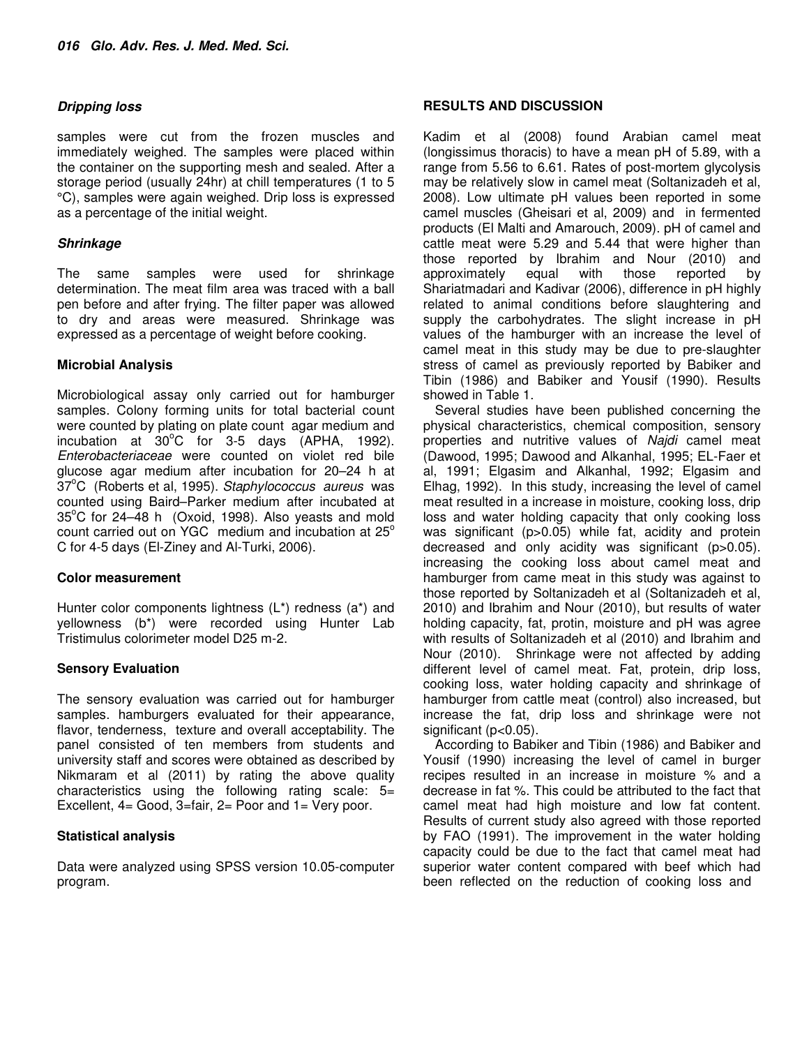### *Dripping loss*

samples were cut from the frozen muscles and immediately weighed. The samples were placed within the container on the supporting mesh and sealed. After a storage period (usually 24hr) at chill temperatures (1 to 5 °C), samples were again weighed. Drip loss is expressed as a percentage of the initial weight.

### *Shrinkage*

The same samples were used for shrinkage determination. The meat film area was traced with a ball pen before and after frying. The filter paper was allowed to dry and areas were measured. Shrinkage was expressed as a percentage of weight before cooking.

### Microbial Analysis

Microbiological assay only carried out for hamburger samples. Colony forming units for total bacterial count were counted by plating on plate count agar medium and incubation at 30°C for 3-5 days (APHA, 1992). *Enterobacteriaceae* were counted on violet red bile glucose agar medium after incubation for 20–24 h at 37°C (Roberts et al, 1995). *Staphylococcus aureus* was counted using Baird–Parker medium after incubated at 35°C for 24–48 h (Oxoid, 1998). Also yeasts and mold count carried out on YGC medium and incubation at 25° C for 4-5 days (El-Ziney and Al-Turki, 2006).

### Color measurement

Hunter color components lightness (L*) redness (a*) and yellowness (b*) were recorded using Hunter Lab Tristimulus colorimeter model D25 m-2.

### Sensory Evaluation

The sensory evaluation was carried out for hamburger samples. hamburgers evaluated for their appearance, flavor, tenderness, texture and overall acceptability. The panel consisted of ten members from students and university staff and scores were obtained as described by Nikmaram et al (2011) by rating the above quality characteristics using the following rating scale: 5= Excellent, 4= Good, 3=fair, 2= Poor and 1= Very poor.

### Statistical analysis

Data were analyzed using SPSS version 10.05-computer program.

## RESULTS AND DISCUSSION

Kadim et al (2008) found Arabian camel meat (longissimus thoracis) to have a mean pH of 5.89, with a range from 5.56 to 6.61. Rates of post-mortem glycolysis may be relatively slow in camel meat (Soltanizadeh et al, 2008). Low ultimate pH values been reported in some camel muscles (Gheisari et al, 2009) and in fermented products (El Malti and Amarouch, 2009). pH of camel and cattle meat were 5.29 and 5.44 that were higher than those reported by Ibrahim and Nour (2010) and approximately equal with those reported by Shariatmadari and Kadivar (2006), difference in pH highly related to animal conditions before slaughtering and supply the carbohydrates. The slight increase in pH values of the hamburger with an increase the level of camel meat in this study may be due to pre-slaughter stress of camel as previously reported by Babiker and Tibin (1986) and Babiker and Yousif (1990). Results showed in Table 1.

Several studies have been published concerning the physical characteristics, chemical composition, sensory properties and nutritive values of *Najdi* camel meat (Dawood, 1995; Dawood and Alkanhal, 1995; EL-Faer et al, 1991; Elgasim and Alkanhal, 1992; Elgasim and Elhag, 1992). In this study, increasing the level of camel meat resulted in a increase in moisture, cooking loss, drip loss and water holding capacity that only cooking loss was significant ($p>0.05$) while fat, acidity and protein decreased and only acidity was significant ($p>0.05$). increasing the cooking loss about camel meat and hamburger from came meat in this study was against to those reported by Soltanizadeh et al (Soltanizadeh et al, 2010) and Ibrahim and Nour (2010), but results of water holding capacity, fat, protin, moisture and pH was agree with results of Soltanizadeh et al (2010) and Ibrahim and Nour (2010). Shrinkage were not affected by adding different level of camel meat. Fat, protein, drip loss, cooking loss, water holding capacity and shrinkage of hamburger from cattle meat (control) also increased, but increase the fat, drip loss and shrinkage were not significant ($p<0.05$).

According to Babiker and Tibin (1986) and Babiker and Yousif (1990) increasing the level of camel in burger recipes resulted in an increase in moisture % and a decrease in fat %. This could be attributed to the fact that camel meat had high moisture and low fat content. Results of current study also agreed with those reported by FAO (1991). The improvement in the water holding capacity could be due to the fact that camel meat had superior water content compared with beef which had been reflected on the reduction of cooking loss and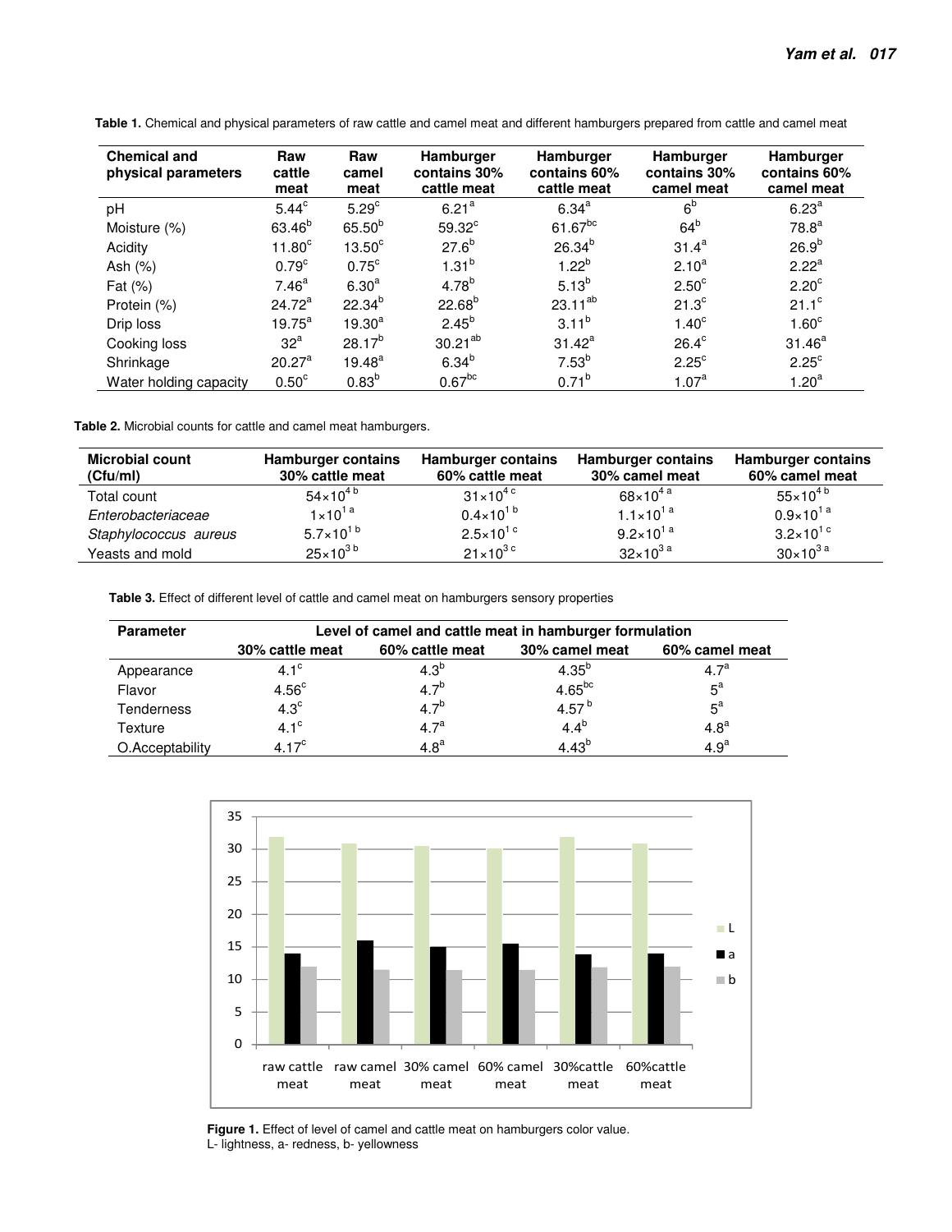**Table 1.** Chemical and physical parameters of raw cattle and camel meat and different hamburgers prepared from cattle and camel meat

| Chemical and physical parameters | Raw cattle meat | Raw camel meat | Hamburger contains 30% cattle meat | Hamburger contains 60% cattle meat | Hamburger contains 30% camel meat | Hamburger contains 60% camel meat |
|---|---|---|---|---|---|---|
| pH | 5.44[c] | 5.29[c] | 6.21[a] | 6.34[a] | 6[b] | 6.23[a] |
| Moisture (%) | 63.46[b] | 65.50[b] | 59.32[c] | 61.67[bc] | 64[b] | 78.8[a] |
| Acidity | 11.80[c] | 13.50[c] | 27.6[b] | 26.34[b] | 31.4[a] | 26.9[b] |
| Ash (%) | 0.79[c] | 0.75[c] | 1.31[b] | 1.22[b] | 2.10[a] | 2.22[a] |
| Fat (%) | 7.46[a] | 6.30[a] | 4.78[b] | 5.13[b] | 2.50[c] | 2.20[c] |
| Protein (%) | 24.72[a] | 22.34[b] | 22.68[b] | 23.11[ab] | 21.3[c] | 21.1[c] |
| Drip loss | 19.75[a] | 19.30[a] | 2.45[b] | 3.11[b] | 1.40[c] | 1.60[c] |
| Cooking loss | 32[a] | 28.17[b] | 30.21[ab] | 31.42[a] | 26.4[c] | 31.46[a] |
| Shrinkage | 20.27[a] | 19.48[a] | 6.34[b] | 7.53[b] | 2.25[c] | 2.25[c] |
| Water holding capacity | 0.50[c] | 0.83[b] | 0.67[bc] | 0.71[b] | 1.07[a] | 1.20[a] |

**Table 2.** Microbial counts for cattle and camel meat hamburgers.

| Microbial count (Cfu/ml) | Hamburger contains 30% cattle meat | Hamburger contains 60% cattle meat | Hamburger contains 30% camel meat | Hamburger contains 60% camel meat |
|---|---|---|---|---|
| Total count | $54\times10^{4}$ [b] | $31\times10^{4}$ [c] | $68\times10^{4}$ [a] | $55\times10^{4}$ [b] |
| *Enterobacteriaceae* | $1\times10^{1}$ [a] | $0.4\times10^{1}$ [b] | $1.1\times10^{1}$ [a] | $0.9\times10^{1}$ [a] |
| *Staphylococcus aureus* | $5.7\times10^{1}$ [b] | $2.5\times10^{1}$ [c] | $9.2\times10^{1}$ [a] | $3.2\times10^{1}$ [c] |
| Yeasts and mold | $25\times10^{3}$ [b] | $21\times10^{3}$ [c] | $32\times10^{3}$ [a] | $30\times10^{3}$ [a] |

**Table 3.** Effect of different level of cattle and camel meat on hamburgers sensory properties

| Parameter | Level of camel and cattle meat in hamburger formulation | | | |
|---|---|---|---|---|
| | 30% cattle meat | 60% cattle meat | 30% camel meat | 60% camel meat |
| Appearance | 4.1[c] | 4.3[b] | 4.35[b] | 4.7[a] |
| Flavor | 4.56[c] | 4.7[b] | 4.65[bc] | 5[a] |
| Tenderness | 4.3[c] | 4.7[b] | 4.57[b] | 5[a] |
| Texture | 4.1[c] | 4.7[a] | 4.4[b] | 4.8[a] |
| O.Acceptability | 4.17[c] | 4.8[a] | 4.43[b] | 4.9[a] |

**Figure 1.** Effect of level of camel and cattle meat on hamburgers color value.
L- lightness, a- redness, b- yellowness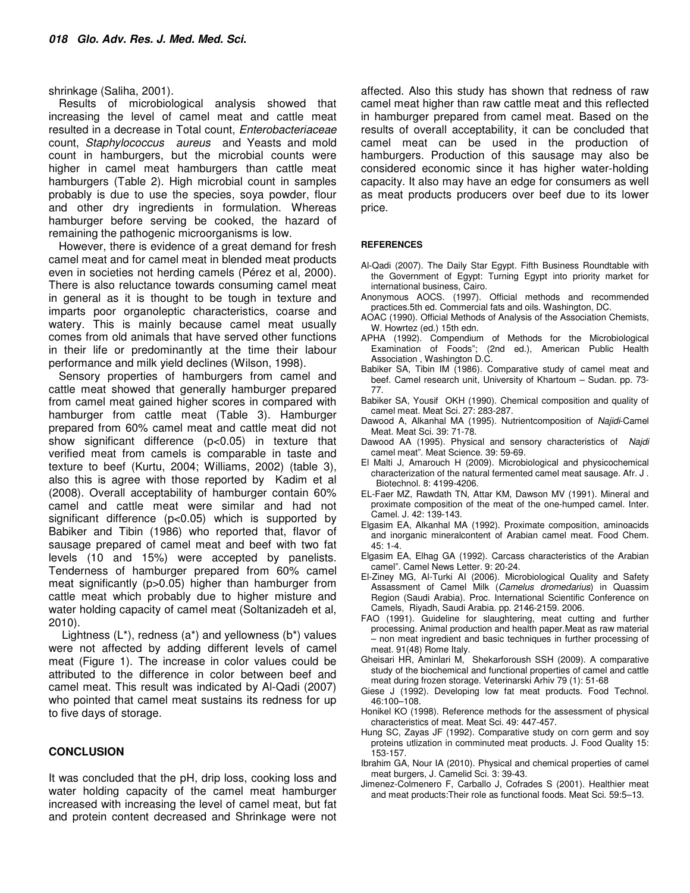shrinkage (Saliha, 2001).

Results of microbiological analysis showed that increasing the level of camel meat and cattle meat resulted in a decrease in Total count, *Enterobacteriaceae* count, *Staphylococcus aureus* and Yeasts and mold count in hamburgers, but the microbial counts were higher in camel meat hamburgers than cattle meat hamburgers (Table 2). High microbial count in samples probably is due to use the species, soya powder, flour and other dry ingredients in formulation. Whereas hamburger before serving be cooked, the hazard of remaining the pathogenic microorganisms is low.

However, there is evidence of a great demand for fresh camel meat and for camel meat in blended meat products even in societies not herding camels (Pérez et al, 2000). There is also reluctance towards consuming camel meat in general as it is thought to be tough in texture and imparts poor organoleptic characteristics, coarse and watery. This is mainly because camel meat usually comes from old animals that have served other functions in their life or predominantly at the time their labour performance and milk yield declines (Wilson, 1998).

Sensory properties of hamburgers from camel and cattle meat showed that generally hamburger prepared from camel meat gained higher scores in compared with hamburger from cattle meat (Table 3). Hamburger prepared from 60% camel meat and cattle meat did not show significant difference ($p<0.05$) in texture that verified meat from camels is comparable in taste and texture to beef (Kurtu, 2004; Williams, 2002) (table 3), also this is agree with those reported by Kadim et al (2008). Overall acceptability of hamburger contain 60% camel and cattle meat were similar and had not significant difference ($p<0.05$) which is supported by Babiker and Tibin (1986) who reported that, flavor of sausage prepared of camel meat and beef with two fat levels (10 and 15%) were accepted by panelists. Tenderness of hamburger prepared from 60% camel meat significantly ($p>0.05$) higher than hamburger from cattle meat which probably due to higher misture and water holding capacity of camel meat (Soltanizadeh et al, 2010).

Lightness ($L^*$), redness ($a^*$) and yellowness ($b^*$) values were not affected by adding different levels of camel meat (Figure 1). The increase in color values could be attributed to the difference in color between beef and camel meat. This result was indicated by Al-Qadi (2007) who pointed that camel meat sustains its redness for up to five days of storage.

## CONCLUSION

It was concluded that the pH, drip loss, cooking loss and water holding capacity of the camel meat hamburger increased with increasing the level of camel meat, but fat and protein content decreased and Shrinkage were not affected. Also this study has shown that redness of raw camel meat higher than raw cattle meat and this reflected in hamburger prepared from camel meat. Based on the results of overall acceptability, it can be concluded that camel meat can be used in the production of hamburgers. Production of this sausage may also be considered economic since it has higher water-holding capacity. It also may have an edge for consumers as well as meat products producers over beef due to its lower price.

## REFERENCES

Al-Qadi (2007). The Daily Star Egypt. Fifth Business Roundtable with the Government of Egypt: Turning Egypt into priority market for international business, Cairo.

Anonymous AOCS. (1997). Official methods and recommended practices.5th ed. Commercial fats and oils. Washington, DC.

AOAC (1990). Official Methods of Analysis of the Association Chemists, W. Howrtez (ed.) 15th edn.

APHA (1992). Compendium of Methods for the Microbiological Examination of Foods"; (2nd ed.), American Public Health Association , Washington D.C.

Babiker SA, Tibin IM (1986). Comparative study of camel meat and beef. Camel research unit, University of Khartoum – Sudan. pp. 73-77.

Babiker SA, Yousif OKH (1990). Chemical composition and quality of camel meat. Meat Sci. 27: 283-287.

Dawood A, Alkanhal MA (1995). Nutrientcomposition of *Najidi*-Camel Meat. Meat Sci. 39: 71-78.

Dawood AA (1995). Physical and sensory characteristics of *Najdi* camel meat". Meat Science. 39: 59-69.

El Malti J, Amarouch H (2009). Microbiological and physicochemical characterization of the natural fermented camel meat sausage. Afr. J . Biotechnol. 8: 4199-4206.

EL-Faer MZ, Rawdath TN, Attar KM, Dawson MV (1991). Mineral and proximate composition of the meat of the one-humped camel. Inter. Camel. J. 42: 139-143.

Elgasim EA, Alkanhal MA (1992). Proximate composition, aminoacids and inorganic mineralcontent of Arabian camel meat. Food Chem. 45: 1-4.

Elgasim EA, Elhag GA (1992). Carcass characteristics of the Arabian camel". Camel News Letter. 9: 20-24.

El-Ziney MG, Al-Turki AI (2006). Microbiological Quality and Safety Assessment of Camel Milk (*Camelus dromedarius*) in Quassim Region (Saudi Arabia). Proc. International Scientific Conference on Camels, Riyadh, Saudi Arabia. pp. 2146-2159. 2006.

FAO (1991). Guideline for slaughtering, meat cutting and further processing. Animal production and health paper.Meat as raw material – non meat ingredient and basic techniques in further processing of meat. 91(48) Rome Italy.

Gheisari HR, Aminlari M, Shekarforoush SSH (2009). A comparative study of the biochemical and functional properties of camel and cattle meat during frozen storage. Veterinarski Arhiv 79 (1): 51-68

Giese J (1992). Developing low fat meat products. Food Technol. 46:100–108.

Honikel KO (1998). Reference methods for the assessment of physical characteristics of meat. Meat Sci. 49: 447-457.

Hung SC, Zayas JF (1992). Comparative study on corn germ and soy proteins utlization in comminuted meat products. J. Food Quality 15: 153-157.

Ibrahim GA, Nour IA (2010). Physical and chemical properties of camel meat burgers, J. Camelid Sci. 3: 39-43.

Jimenez-Colmenero F, Carballo J, Cofrades S (2001). Healthier meat and meat products:Their role as functional foods. Meat Sci. 59:5–13.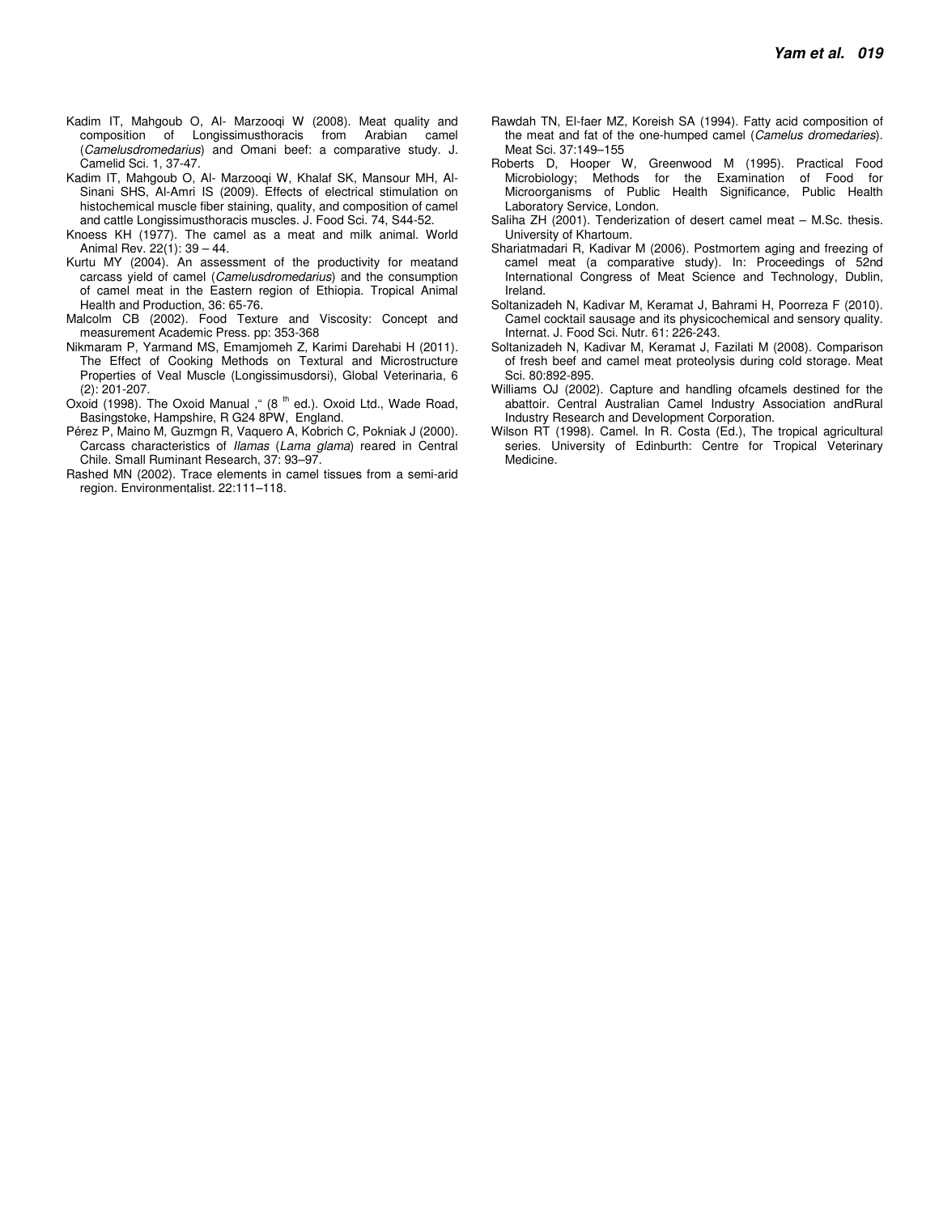Kadim IT, Mahgoub O, Al- Marzooqi W (2008). Meat quality and composition of Longissimusthoracis from Arabian camel (*Camelusdromedarius*) and Omani beef: a comparative study. J. Camelid Sci. 1, 37-47.

Kadim IT, Mahgoub O, Al- Marzooqi W, Khalaf SK, Mansour MH, Al-Sinani SHS, Al-Amri IS (2009). Effects of electrical stimulation on histochemical muscle fiber staining, quality, and composition of camel and cattle Longissimusthoracis muscles. J. Food Sci. 74, S44-52.

Knoess KH (1977). The camel as a meat and milk animal. World Animal Rev. 22(1): 39 – 44.

Kurtu MY (2004). An assessment of the productivity for meatand carcass yield of camel (*Camelusdromedarius*) and the consumption of camel meat in the Eastern region of Ethiopia. Tropical Animal Health and Production, 36: 65-76.

Malcolm CB (2002). Food Texture and Viscosity: Concept and measurement Academic Press. pp: 353-368

Nikmaram P, Yarmand MS, Emamjomeh Z, Karimi Darehabi H (2011). The Effect of Cooking Methods on Textural and Microstructure Properties of Veal Muscle (Longissimusdorsi), Global Veterinaria, 6 (2): 201-207.

Oxoid (1998). The Oxoid Manual ," (8 th ed.). Oxoid Ltd., Wade Road, Basingstoke, Hampshire, R G24 8PW, England.

Pérez P, Maino M, Guzmgn R, Vaquero A, Kobrich C, Pokniak J (2000). Carcass characteristics of *llamas* (*Lama glama*) reared in Central Chile. Small Ruminant Research, 37: 93–97.

Rashed MN (2002). Trace elements in camel tissues from a semi-arid region. Environmentalist. 22:111–118.

Rawdah TN, El-faer MZ, Koreish SA (1994). Fatty acid composition of the meat and fat of the one-humped camel (*Camelus dromedaries*). Meat Sci. 37:149–155

Roberts D, Hooper W, Greenwood M (1995). Practical Food Microbiology; Methods for the Examination of Food for Microorganisms of Public Health Significance, Public Health Laboratory Service, London.

Saliha ZH (2001). Tenderization of desert camel meat – M.Sc. thesis. University of Khartoum.

Shariatmadari R, Kadivar M (2006). Postmortem aging and freezing of camel meat (a comparative study). In: Proceedings of 52nd International Congress of Meat Science and Technology, Dublin, Ireland.

Soltanizadeh N, Kadivar M, Keramat J, Bahrami H, Poorreza F (2010). Camel cocktail sausage and its physicochemical and sensory quality. Internat. J. Food Sci. Nutr. 61: 226-243.

Soltanizadeh N, Kadivar M, Keramat J, Fazilati M (2008). Comparison of fresh beef and camel meat proteolysis during cold storage. Meat Sci. 80:892-895.

Williams OJ (2002). Capture and handling ofcamels destined for the abattoir. Central Australian Camel Industry Association andRural Industry Research and Development Corporation.

Wilson RT (1998). Camel. In R. Costa (Ed.), The tropical agricultural series. University of Edinburth: Centre for Tropical Veterinary Medicine.